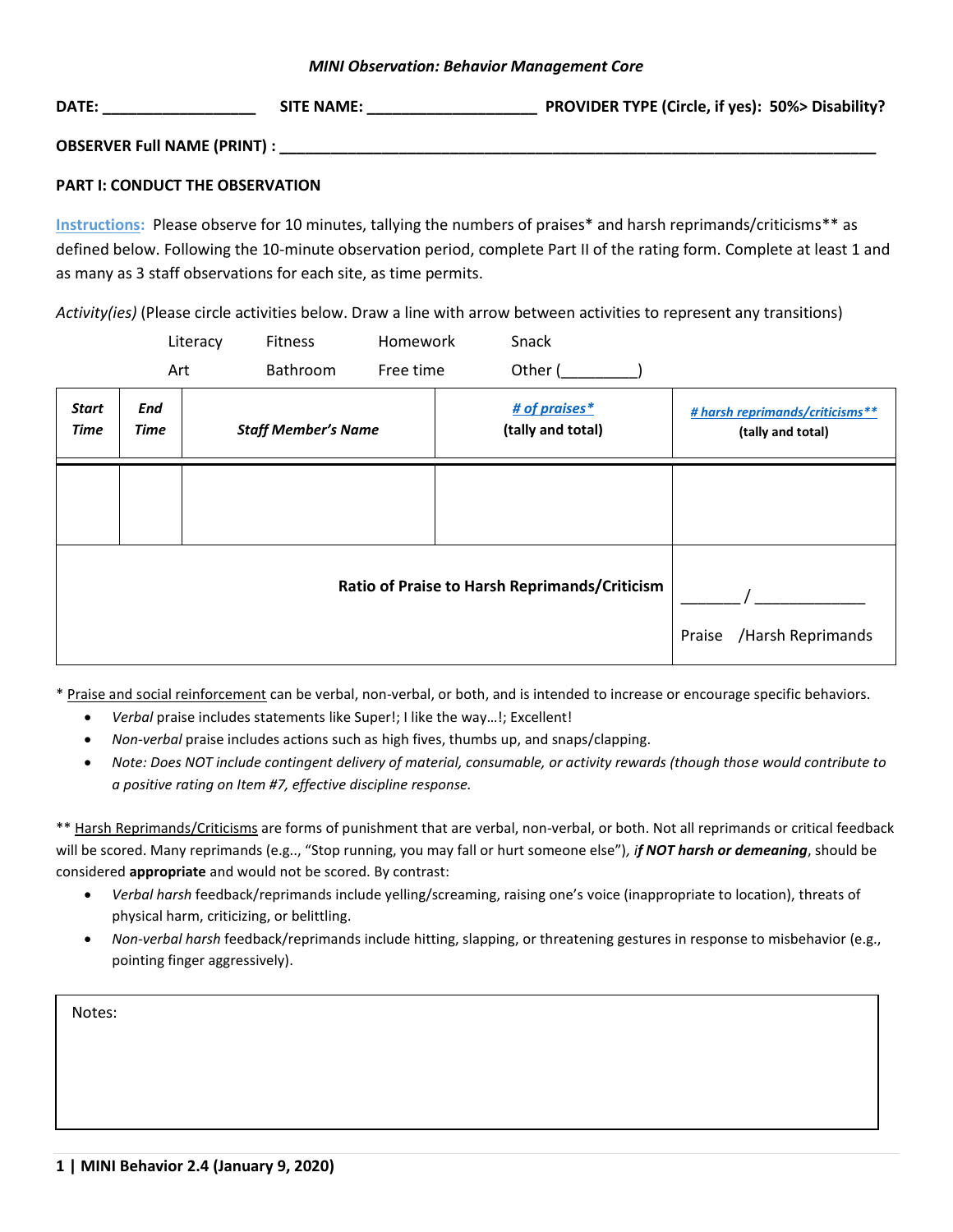*MINI Observation: Behavior Management Core*

**DATE: \_\_\_\_\_\_\_\_\_\_\_\_\_\_\_\_\_\_ SITE NAME: \_\_\_\_\_\_\_\_\_\_\_\_\_\_\_\_\_\_\_\_ PROVIDER TYPE (Circle, if yes): 50%> Disability?**

**OBSERVER Full NAME (PRINT) : \_\_\_\_\_\_\_\_\_\_\_\_\_\_\_\_\_\_\_\_\_\_\_\_\_\_\_\_\_\_\_\_\_\_\_\_\_\_\_\_\_\_\_\_\_\_\_\_\_\_\_\_\_\_\_\_\_\_\_\_\_\_\_\_**

**PART I: CONDUCT THE OBSERVATION**

Instructions: Please observe for 10 minutes, tallying the numbers of praises* and harsh reprimands/criticisms** as defined below. Following the 10-minute observation period, complete Part II of the rating form. Complete at least 1 and as many as 3 staff observations for each site, as time permits.

*Activity(ies)* (Please circle activities below. Draw a line with arrow between activities to represent any transitions)

Literacy Fitness Homework Snack

Art Bathroom Free time Other (\_\_\_\_\_\_\_\_\_)

| ***Start Time*** | ***End Time*** | ***Staff Member's Name*** | **# of praises* (tally and total)** | **# harsh reprimands/criticisms** (tally and total)** |
|---|---|---|---|---|
| | | | | |
| | | | **Ratio of Praise to Harsh Reprimands/Criticism** | \_\_\_\_\_\_\_ / \_\_\_\_\_\_\_\_\_\_\_\_\_ Praise /Harsh Reprimands |

\* Praise and social reinforcement can be verbal, non-verbal, or both, and is intended to increase or encourage specific behaviors.

- *Verbal* praise includes statements like Super!; I like the way…!; Excellent!
- *Non-verbal* praise includes actions such as high fives, thumbs up, and snaps/clapping.
- *Note: Does NOT include contingent delivery of material, consumable, or activity rewards (though those would contribute to a positive rating on Item #7, effective discipline response.*

\** Harsh Reprimands/Criticisms are forms of punishment that are verbal, non-verbal, or both. Not all reprimands or critical feedback will be scored. Many reprimands (e.g.., "Stop running, you may fall or hurt someone else")*, **if NOT harsh or demeaning***, should be considered **appropriate** and would not be scored. By contrast:

- *Verbal harsh* feedback/reprimands include yelling/screaming, raising one's voice (inappropriate to location), threats of physical harm, criticizing, or belittling.
- *Non-verbal harsh* feedback/reprimands include hitting, slapping, or threatening gestures in response to misbehavior (e.g., pointing finger aggressively).

Notes: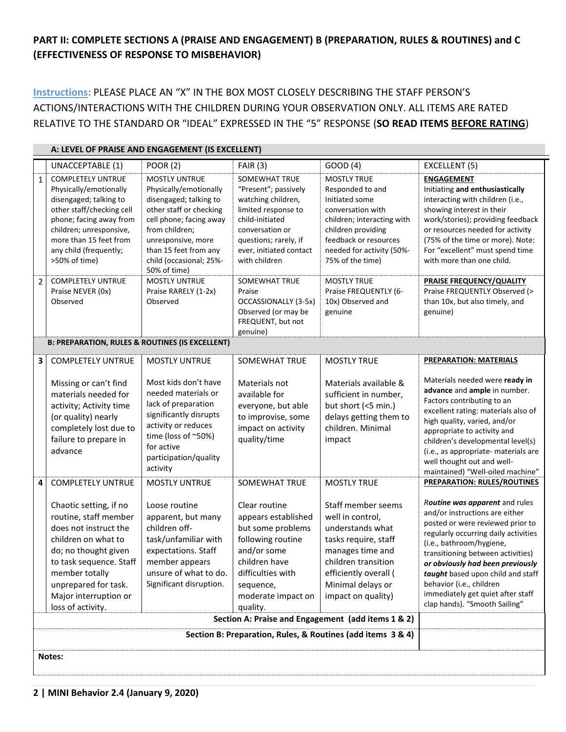## PART II: COMPLETE SECTIONS A (PRAISE AND ENGAGEMENT) B (PREPARATION, RULES & ROUTINES) and C (EFFECTIVENESS OF RESPONSE TO MISBEHAVIOR)

Instructions: PLEASE PLACE AN "X" IN THE BOX MOST CLOSELY DESCRIBING THE STAFF PERSON'S ACTIONS/INTERACTIONS WITH THE CHILDREN DURING YOUR OBSERVATION ONLY. ALL ITEMS ARE RATED RELATIVE TO THE STANDARD OR "IDEAL" EXPRESSED IN THE "5" RESPONSE (**SO READ ITEMS BEFORE RATING**)

| | UNACCEPTABLE (1) | POOR (2) | FAIR (3) | GOOD (4) | EXCELLENT (5) |
|---|---|---|---|---|---|
| **A: LEVEL OF PRAISE AND ENGAGEMENT (IS EXCELLENT)** | | | | | |
| 1 | COMPLETELY UNTRUE Physically/emotionally disengaged; talking to other staff/checking cell phone; facing away from children; unresponsive, more than 15 feet from any child (frequently; >50% of time) | MOSTLY UNTRUE Physically/emotionally disengaged; talking to other staff or checking cell phone; facing away from children; unresponsive, more than 15 feet from any child (occasional; 25%-50% of time) | SOMEWHAT TRUE "Present"; passively watching children, limited response to child-initiated conversation or questions; rarely, if ever, initiated contact with children | MOSTLY TRUE Responded to and Initiated some conversation with children; interacting with children providing feedback or resources needed for activity (50%-75% of the time) | **ENGAGEMENT** Initiating **and enthusiastically** interacting with children (i.e., showing interest in their work/stories); providing feedback or resources needed for activity (75% of the time or more). Note: For "excellent" must spend time with more than one child. |
| 2 | COMPLETELY UNTRUE Praise NEVER (0x) Observed | MOSTLY UNTRUE Praise RARELY (1-2x) Observed | SOMEWHAT TRUE Praise OCCASSIONALLY (3-5x) Observed (or may be FREQUENT, but not genuine) | MOSTLY TRUE Praise FREQUENTLY (6-10x) Observed and genuine | **PRAISE FREQUENCY/QUALITY** Praise FREQUENTLY Observed (> than 10x, but also timely, and genuine) |
| **B: PREPARATION, RULES & ROUTINES (IS EXCELLENT)** | | | | | |
| **3** | COMPLETELY UNTRUE<br><br>Missing or can't find materials needed for activity; Activity time (or quality) nearly completely lost due to failure to prepare in advance | MOSTLY UNTRUE<br><br>Most kids don't have needed materials or lack of preparation significantly disrupts activity or reduces time (loss of ~50%) for active participation/quality activity | SOMEWHAT TRUE<br><br>Materials not available for everyone, but able to improvise, some impact on activity quality/time | MOSTLY TRUE<br><br>Materials available & sufficient in number, but short (<5 min.) delays getting them to children. Minimal impact | **PREPARATION: MATERIALS**<br><br>Materials needed were **ready in advance** and **ample** in number. Factors contributing to an excellent rating: materials also of high quality, varied, and/or appropriate to activity and children's developmental level(s) (i.e., as appropriate- materials are well thought out and well-maintained) "Well-oiled machine" |
| **4** | COMPLETELY UNTRUE<br><br>Chaotic setting, if no routine, staff member does not instruct the children on what to do; no thought given to task sequence. Staff member totally unprepared for task. Major interruption or loss of activity. | MOSTLY UNTRUE<br><br>Loose routine apparent, but many children off-task/unfamiliar with expectations. Staff member appears unsure of what to do. Significant disruption. | SOMEWHAT TRUE<br><br>Clear routine appears established but some problems following routine and/or some children have difficulties with sequence, moderate impact on quality. | MOSTLY TRUE<br><br>Staff member seems well in control, understands what tasks require, staff manages time and children transition efficiently overall ( Minimal delays or impact on quality) | **PREPARATION: RULES/ROUTINES**<br><br>***Routine was apparent*** and rules and/or instructions are either posted or were reviewed prior to regularly occurring daily activities (i.e., bathroom/hygiene, transitioning between activities) ***or obviously had been previously taught*** based upon child and staff behavior (i.e., children immediately get quiet after staff clap hands). "Smooth Sailing" |
| | | | | **Section A: Praise and Engagement (add items 1 & 2)** | |
| | | | | **Section B: Preparation, Rules, & Routines (add items 3 & 4)** | |

**Notes:**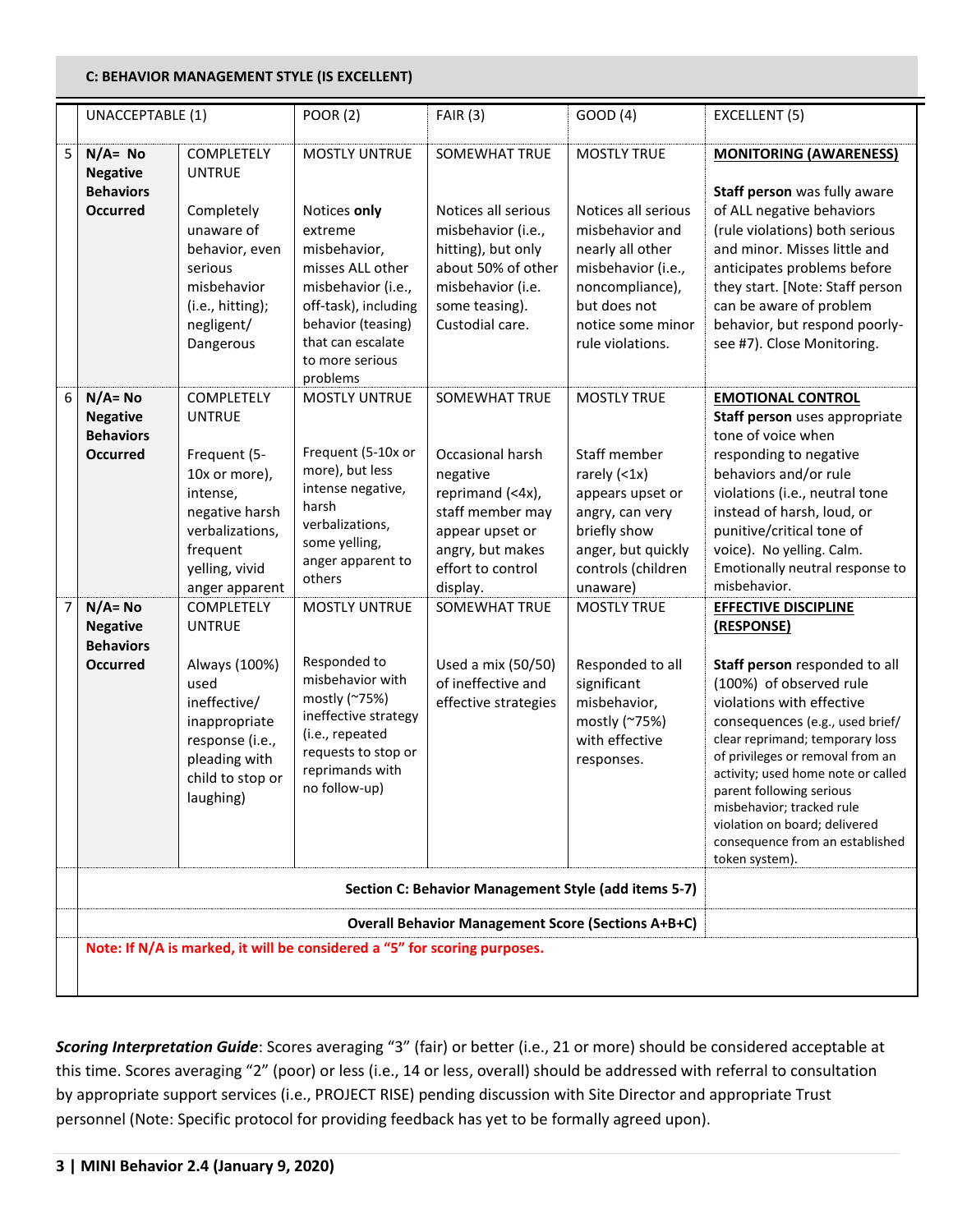| | | | | | | |
|---|---|---|---|---|---|---|
| **C: BEHAVIOR MANAGEMENT STYLE (IS EXCELLENT)** | | | | | | |
| | UNACCEPTABLE (1) | | POOR (2) | FAIR (3) | GOOD (4) | EXCELLENT (5) |
| 5 | **N/A= No Negative Behaviors Occurred** | COMPLETELY UNTRUE<br><br>Completely unaware of behavior, even serious misbehavior (i.e., hitting); negligent/ Dangerous | MOSTLY UNTRUE<br><br>Notices **only** extreme misbehavior, misses ALL other misbehavior (i.e., off-task), including behavior (teasing) that can escalate to more serious problems | SOMEWHAT TRUE<br><br>Notices all serious misbehavior (i.e., hitting), but only about 50% of other misbehavior (i.e. some teasing). Custodial care. | MOSTLY TRUE<br><br>Notices all serious misbehavior and nearly all other misbehavior (i.e., noncompliance), but does not notice some minor rule violations. | **MONITORING (AWARENESS)**<br><br>**Staff person** was fully aware of ALL negative behaviors (rule violations) both serious and minor. Misses little and anticipates problems before they start. [Note: Staff person can be aware of problem behavior, but respond poorly- see #7). Close Monitoring. |
| 6 | **N/A= No Negative Behaviors Occurred** | COMPLETELY UNTRUE<br><br>Frequent (5-10x or more), intense, negative harsh verbalizations, frequent yelling, vivid anger apparent | MOSTLY UNTRUE<br><br>Frequent (5-10x or more), but less intense negative, harsh verbalizations, some yelling, anger apparent to others | SOMEWHAT TRUE<br><br>Occasional harsh negative reprimand (<4x), staff member may appear upset or angry, but makes effort to control display. | MOSTLY TRUE<br><br>Staff member rarely (<1x) appears upset or angry, can very briefly show anger, but quickly controls (children unaware) | **EMOTIONAL CONTROL**<br>**Staff person** uses appropriate tone of voice when responding to negative behaviors and/or rule violations (i.e., neutral tone instead of harsh, loud, or punitive/critical tone of voice). No yelling. Calm. Emotionally neutral response to misbehavior. |
| 7 | **N/A= No Negative Behaviors Occurred** | COMPLETELY UNTRUE<br><br>Always (100%) used ineffective/ inappropriate response (i.e., pleading with child to stop or laughing) | MOSTLY UNTRUE<br><br>Responded to misbehavior with mostly (~75%) ineffective strategy (i.e., repeated requests to stop or reprimands with no follow-up) | SOMEWHAT TRUE<br><br>Used a mix (50/50) of ineffective and effective strategies | MOSTLY TRUE<br><br>Responded to all significant misbehavior, mostly (~75%) with effective responses. | **EFFECTIVE DISCIPLINE (RESPONSE)**<br><br>**Staff person** responded to all (100%) of observed rule violations with effective consequences (e.g., used brief/ clear reprimand; temporary loss of privileges or removal from an activity; used home note or called parent following serious misbehavior; tracked rule violation on board; delivered consequence from an established token system). |
| | **Section C: Behavior Management Style (add items 5-7)** | | | | | |
| | **Overall Behavior Management Score (Sections A+B+C)** | | | | | |
| | **Note: If N/A is marked, it will be considered a "5" for scoring purposes.** | | | | | |

***Scoring Interpretation Guide***: Scores averaging "3" (fair) or better (i.e., 21 or more) should be considered acceptable at this time. Scores averaging "2" (poor) or less (i.e., 14 or less, overall) should be addressed with referral to consultation by appropriate support services (i.e., PROJECT RISE) pending discussion with Site Director and appropriate Trust personnel (Note: Specific protocol for providing feedback has yet to be formally agreed upon).